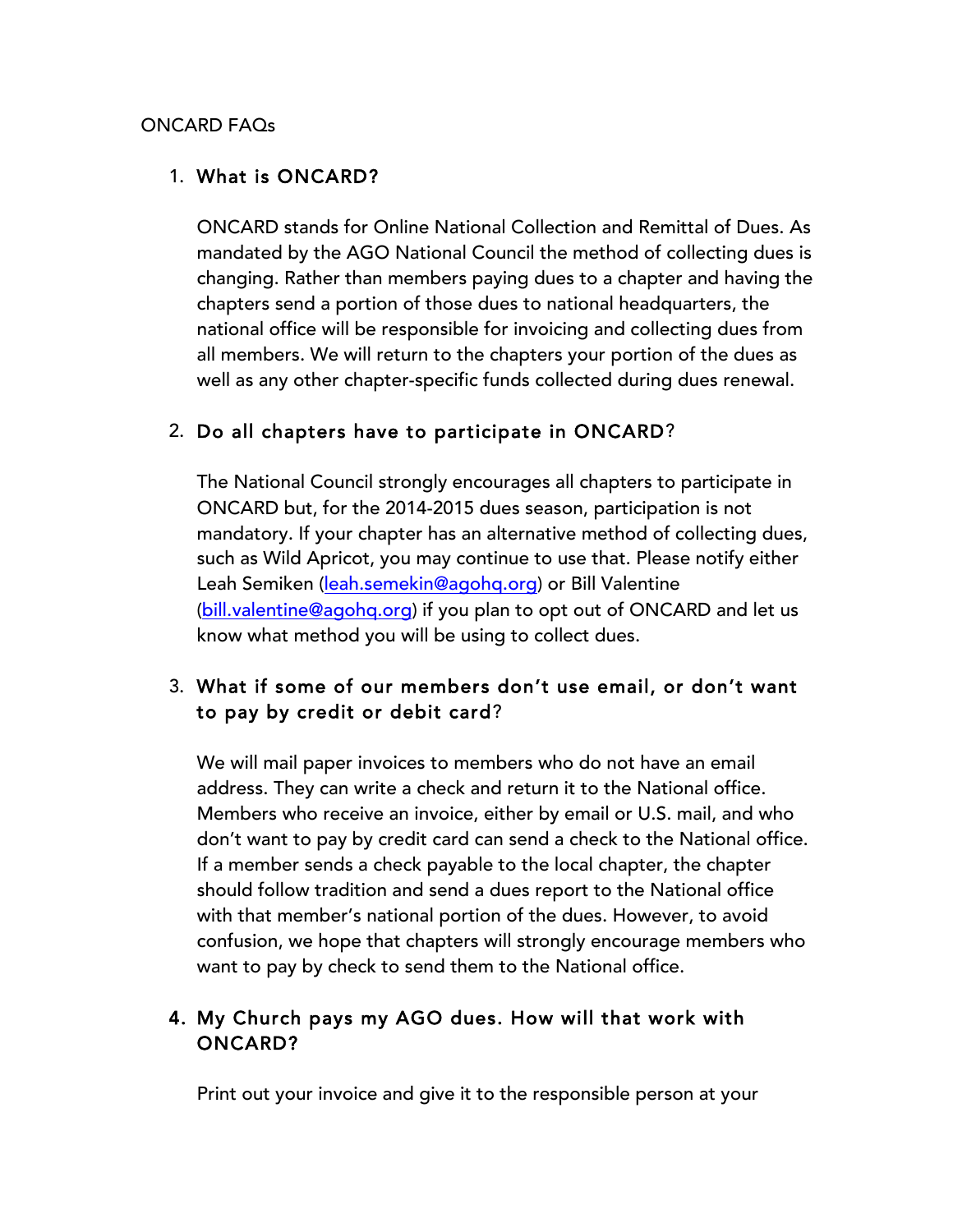ONCARD FAQs

1. **What is ONCARD?**

   ONCARD stands for Online National Collection and Remittal of Dues. As mandated by the AGO National Council the method of collecting dues is changing. Rather than members paying dues to a chapter and having the chapters send a portion of those dues to national headquarters, the national office will be responsible for invoicing and collecting dues from all members. We will return to the chapters your portion of the dues as well as any other chapter-specific funds collected during dues renewal.

2. **Do all chapters have to participate in ONCARD?**

   The National Council strongly encourages all chapters to participate in ONCARD but, for the 2014-2015 dues season, participation is not mandatory. If your chapter has an alternative method of collecting dues, such as Wild Apricot, you may continue to use that. Please notify either Leah Semiken (leah.semekin@agohq.org) or Bill Valentine (bill.valentine@agohq.org) if you plan to opt out of ONCARD and let us know what method you will be using to collect dues.

3. **What if some of our members don't use email, or don't want to pay by credit or debit card?**

   We will mail paper invoices to members who do not have an email address. They can write a check and return it to the National office. Members who receive an invoice, either by email or U.S. mail, and who don't want to pay by credit card can send a check to the National office. If a member sends a check payable to the local chapter, the chapter should follow tradition and send a dues report to the National office with that member's national portion of the dues. However, to avoid confusion, we hope that chapters will strongly encourage members who want to pay by check to send them to the National office.

4. **My Church pays my AGO dues. How will that work with ONCARD?**

   Print out your invoice and give it to the responsible person at your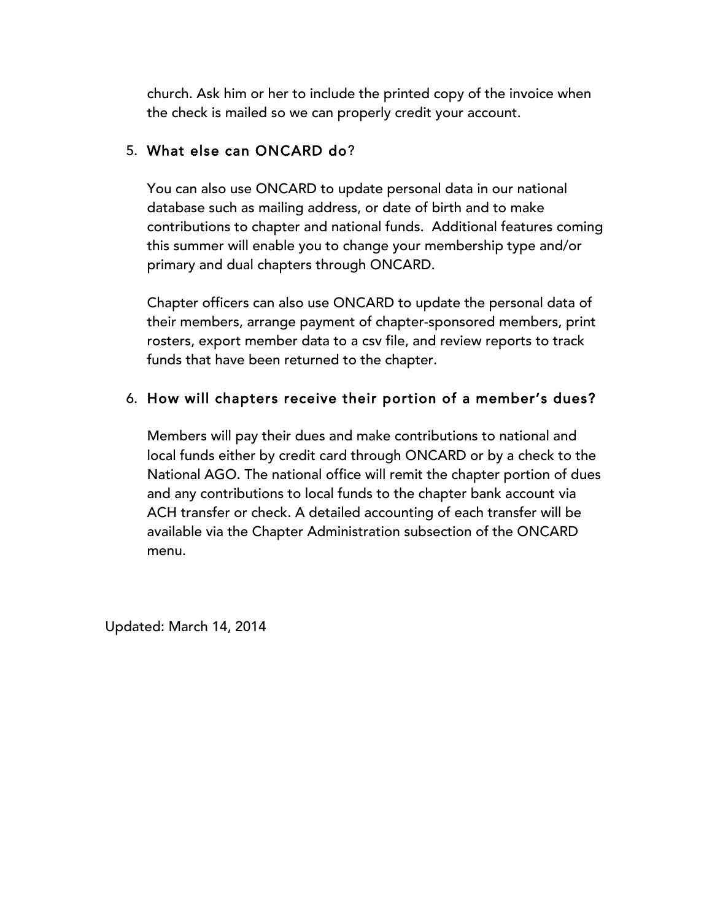church. Ask him or her to include the printed copy of the invoice when the check is mailed so we can properly credit your account.

5. **What else can ONCARD do?**

   You can also use ONCARD to update personal data in our national database such as mailing address, or date of birth and to make contributions to chapter and national funds. Additional features coming this summer will enable you to change your membership type and/or primary and dual chapters through ONCARD.

   Chapter officers can also use ONCARD to update the personal data of their members, arrange payment of chapter-sponsored members, print rosters, export member data to a csv file, and review reports to track funds that have been returned to the chapter.

6. **How will chapters receive their portion of a member's dues?**

   Members will pay their dues and make contributions to national and local funds either by credit card through ONCARD or by a check to the National AGO. The national office will remit the chapter portion of dues and any contributions to local funds to the chapter bank account via ACH transfer or check. A detailed accounting of each transfer will be available via the Chapter Administration subsection of the ONCARD menu.

Updated: March 14, 2014